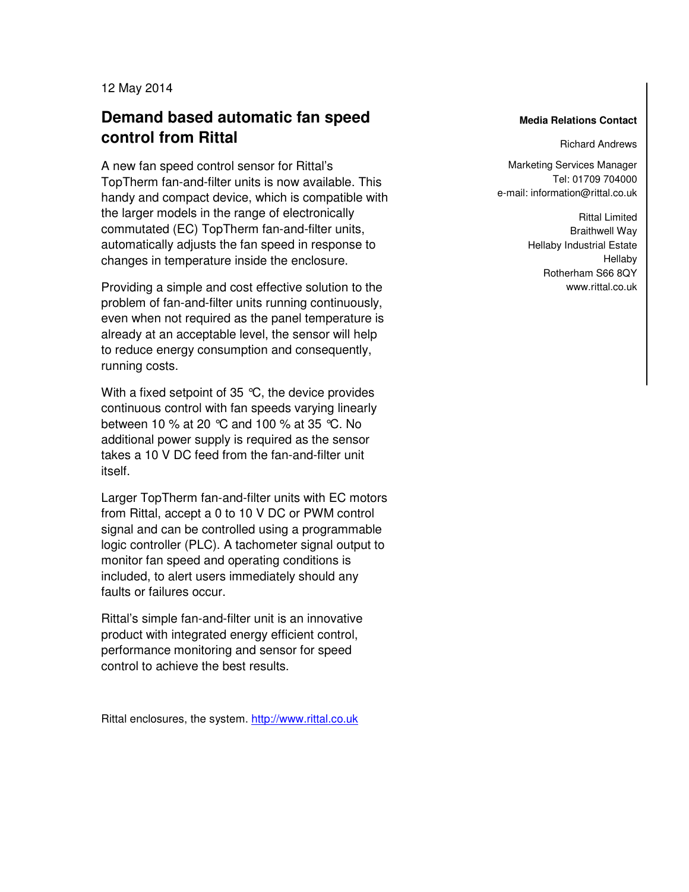12 May 2014

# Demand based automatic fan speed control from Rittal

A new fan speed control sensor for Rittal's TopTherm fan-and-filter units is now available. This handy and compact device, which is compatible with the larger models in the range of electronically commutated (EC) TopTherm fan-and-filter units, automatically adjusts the fan speed in response to changes in temperature inside the enclosure.

Providing a simple and cost effective solution to the problem of fan-and-filter units running continuously, even when not required as the panel temperature is already at an acceptable level, the sensor will help to reduce energy consumption and consequently, running costs.

With a fixed setpoint of 35 °C, the device provides continuous control with fan speeds varying linearly between 10 % at 20 °C and 100 % at 35 °C. No additional power supply is required as the sensor takes a 10 V DC feed from the fan-and-filter unit itself.

Larger TopTherm fan-and-filter units with EC motors from Rittal, accept a 0 to 10 V DC or PWM control signal and can be controlled using a programmable logic controller (PLC). A tachometer signal output to monitor fan speed and operating conditions is included, to alert users immediately should any faults or failures occur.

Rittal's simple fan-and-filter unit is an innovative product with integrated energy efficient control, performance monitoring and sensor for speed control to achieve the best results.

Rittal enclosures, the system. http://www.rittal.co.uk

**Media Relations Contact**

Richard Andrews

Marketing Services Manager
Tel: 01709 704000
e-mail: information@rittal.co.uk

Rittal Limited
Braithwell Way
Hellaby Industrial Estate
Hellaby
Rotherham S66 8QY
www.rittal.co.uk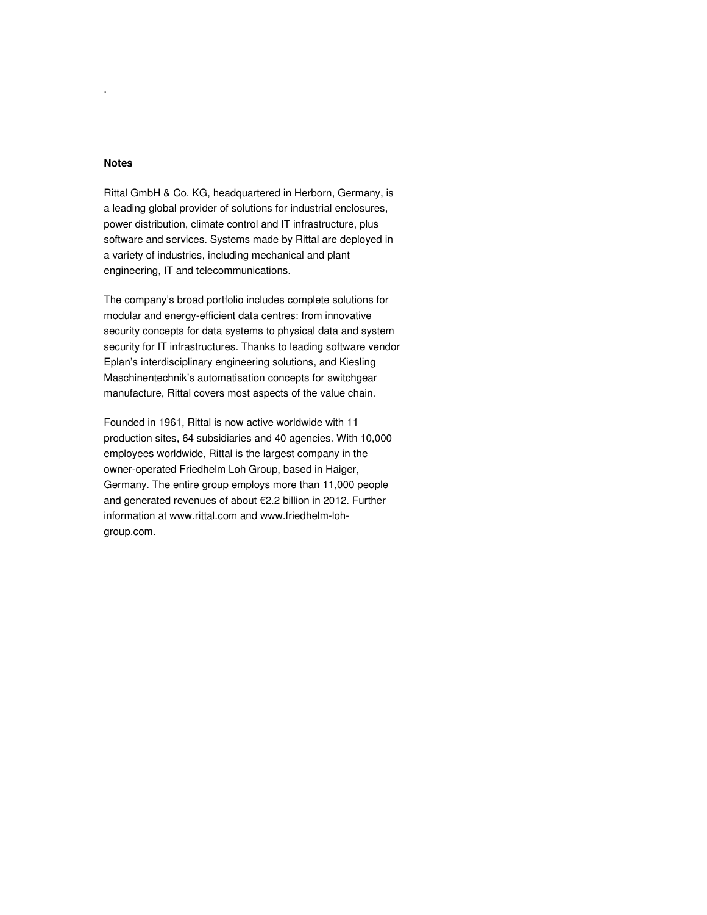.

**Notes**

Rittal GmbH & Co. KG, headquartered in Herborn, Germany, is a leading global provider of solutions for industrial enclosures, power distribution, climate control and IT infrastructure, plus software and services. Systems made by Rittal are deployed in a variety of industries, including mechanical and plant engineering, IT and telecommunications.

The company's broad portfolio includes complete solutions for modular and energy-efficient data centres: from innovative security concepts for data systems to physical data and system security for IT infrastructures. Thanks to leading software vendor Eplan's interdisciplinary engineering solutions, and Kiesling Maschinentechnik's automatisation concepts for switchgear manufacture, Rittal covers most aspects of the value chain.

Founded in 1961, Rittal is now active worldwide with 11 production sites, 64 subsidiaries and 40 agencies. With 10,000 employees worldwide, Rittal is the largest company in the owner-operated Friedhelm Loh Group, based in Haiger, Germany. The entire group employs more than 11,000 people and generated revenues of about €2.2 billion in 2012. Further information at www.rittal.com and www.friedhelm-loh-group.com.